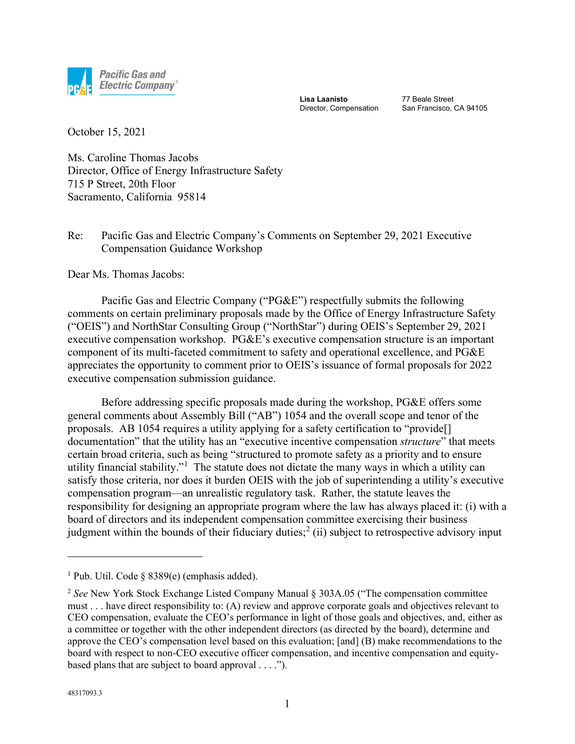Pacific Gas and Electric Company

**Lisa Laanisto**
Director, Compensation

77 Beale Street
San Francisco, CA 94105

October 15, 2021

Ms. Caroline Thomas Jacobs
Director, Office of Energy Infrastructure Safety
715 P Street, 20th Floor
Sacramento, California 95814

Re: Pacific Gas and Electric Company's Comments on September 29, 2021 Executive Compensation Guidance Workshop

Dear Ms. Thomas Jacobs:

Pacific Gas and Electric Company ("PG&E") respectfully submits the following comments on certain preliminary proposals made by the Office of Energy Infrastructure Safety ("OEIS") and NorthStar Consulting Group ("NorthStar") during OEIS's September 29, 2021 executive compensation workshop. PG&E's executive compensation structure is an important component of its multi-faceted commitment to safety and operational excellence, and PG&E appreciates the opportunity to comment prior to OEIS's issuance of formal proposals for 2022 executive compensation submission guidance.

Before addressing specific proposals made during the workshop, PG&E offers some general comments about Assembly Bill ("AB") 1054 and the overall scope and tenor of the proposals. AB 1054 requires a utility applying for a safety certification to "provide[] documentation" that the utility has an "executive incentive compensation *structure*" that meets certain broad criteria, such as being "structured to promote safety as a priority and to ensure utility financial stability."[1] The statute does not dictate the many ways in which a utility can satisfy those criteria, nor does it burden OEIS with the job of superintending a utility's executive compensation program—an unrealistic regulatory task. Rather, the statute leaves the responsibility for designing an appropriate program where the law has always placed it: (i) with a board of directors and its independent compensation committee exercising their business judgment within the bounds of their fiduciary duties;[2] (ii) subject to retrospective advisory input

[1] Pub. Util. Code § 8389(e) (emphasis added).

[2] *See* New York Stock Exchange Listed Company Manual § 303A.05 ("The compensation committee must . . . have direct responsibility to: (A) review and approve corporate goals and objectives relevant to CEO compensation, evaluate the CEO's performance in light of those goals and objectives, and, either as a committee or together with the other independent directors (as directed by the board), determine and approve the CEO's compensation level based on this evaluation; [and] (B) make recommendations to the board with respect to non-CEO executive officer compensation, and incentive compensation and equity-based plans that are subject to board approval . . . .").

48317093.3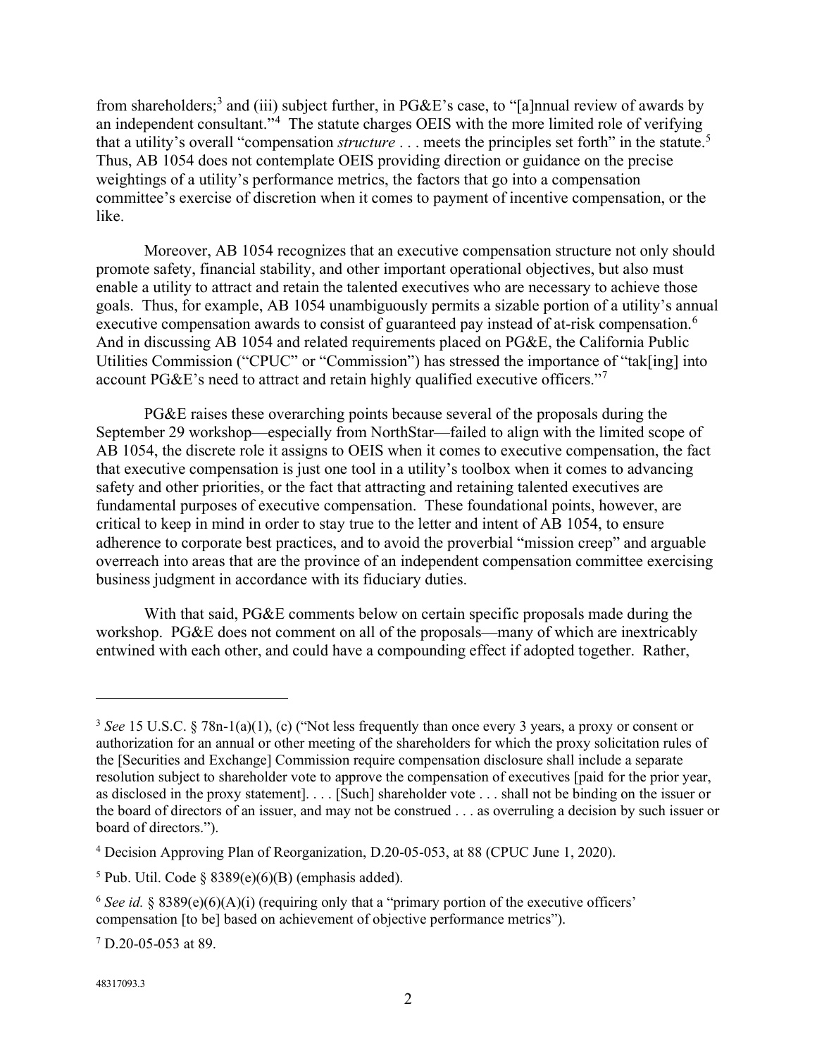from shareholders;[3] and (iii) subject further, in PG&E's case, to "[a]nnual review of awards by an independent consultant."[4] The statute charges OEIS with the more limited role of verifying that a utility's overall "compensation *structure* . . . meets the principles set forth" in the statute.[5] Thus, AB 1054 does not contemplate OEIS providing direction or guidance on the precise weightings of a utility's performance metrics, the factors that go into a compensation committee's exercise of discretion when it comes to payment of incentive compensation, or the like.

Moreover, AB 1054 recognizes that an executive compensation structure not only should promote safety, financial stability, and other important operational objectives, but also must enable a utility to attract and retain the talented executives who are necessary to achieve those goals. Thus, for example, AB 1054 unambiguously permits a sizable portion of a utility's annual executive compensation awards to consist of guaranteed pay instead of at-risk compensation.[6] And in discussing AB 1054 and related requirements placed on PG&E, the California Public Utilities Commission ("CPUC" or "Commission") has stressed the importance of "tak[ing] into account PG&E's need to attract and retain highly qualified executive officers."[7]

PG&E raises these overarching points because several of the proposals during the September 29 workshop—especially from NorthStar—failed to align with the limited scope of AB 1054, the discrete role it assigns to OEIS when it comes to executive compensation, the fact that executive compensation is just one tool in a utility's toolbox when it comes to advancing safety and other priorities, or the fact that attracting and retaining talented executives are fundamental purposes of executive compensation. These foundational points, however, are critical to keep in mind in order to stay true to the letter and intent of AB 1054, to ensure adherence to corporate best practices, and to avoid the proverbial "mission creep" and arguable overreach into areas that are the province of an independent compensation committee exercising business judgment in accordance with its fiduciary duties.

With that said, PG&E comments below on certain specific proposals made during the workshop. PG&E does not comment on all of the proposals—many of which are inextricably entwined with each other, and could have a compounding effect if adopted together. Rather,

---

[3] *See* 15 U.S.C. § 78n-1(a)(1), (c) ("Not less frequently than once every 3 years, a proxy or consent or authorization for an annual or other meeting of the shareholders for which the proxy solicitation rules of the [Securities and Exchange] Commission require compensation disclosure shall include a separate resolution subject to shareholder vote to approve the compensation of executives [paid for the prior year, as disclosed in the proxy statement]. . . . [Such] shareholder vote . . . shall not be binding on the issuer or the board of directors of an issuer, and may not be construed . . . as overruling a decision by such issuer or board of directors.").

[4] Decision Approving Plan of Reorganization, D.20-05-053, at 88 (CPUC June 1, 2020).

[5] Pub. Util. Code § 8389(e)(6)(B) (emphasis added).

[6] *See id.* § 8389(e)(6)(A)(i) (requiring only that a "primary portion of the executive officers' compensation [to be] based on achievement of objective performance metrics").

[7] D.20-05-053 at 89.

48317093.3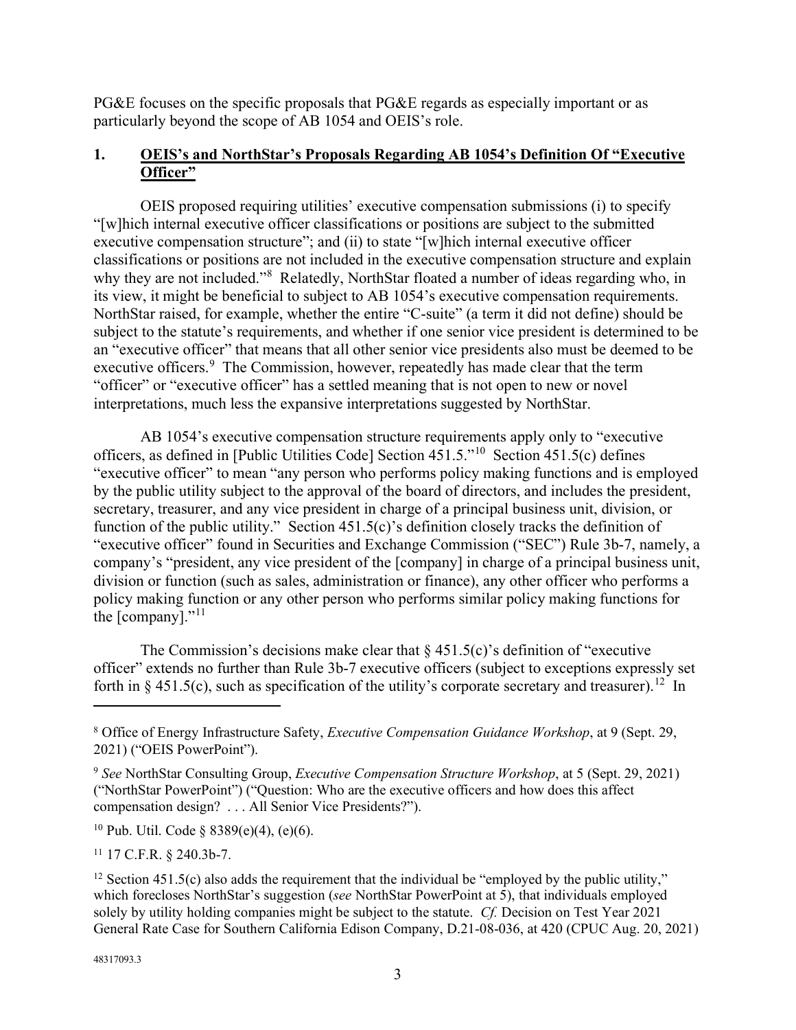PG&E focuses on the specific proposals that PG&E regards as especially important or as particularly beyond the scope of AB 1054 and OEIS's role.

## 1. OEIS's and NorthStar's Proposals Regarding AB 1054's Definition Of "Executive Officer"

OEIS proposed requiring utilities' executive compensation submissions (i) to specify "[w]hich internal executive officer classifications or positions are subject to the submitted executive compensation structure"; and (ii) to state "[w]hich internal executive officer classifications or positions are not included in the executive compensation structure and explain why they are not included."[8] Relatedly, NorthStar floated a number of ideas regarding who, in its view, it might be beneficial to subject to AB 1054's executive compensation requirements. NorthStar raised, for example, whether the entire "C-suite" (a term it did not define) should be subject to the statute's requirements, and whether if one senior vice president is determined to be an "executive officer" that means that all other senior vice presidents also must be deemed to be executive officers.[9] The Commission, however, repeatedly has made clear that the term "officer" or "executive officer" has a settled meaning that is not open to new or novel interpretations, much less the expansive interpretations suggested by NorthStar.

AB 1054's executive compensation structure requirements apply only to "executive officers, as defined in [Public Utilities Code] Section 451.5."[10] Section 451.5(c) defines "executive officer" to mean "any person who performs policy making functions and is employed by the public utility subject to the approval of the board of directors, and includes the president, secretary, treasurer, and any vice president in charge of a principal business unit, division, or function of the public utility." Section 451.5(c)'s definition closely tracks the definition of "executive officer" found in Securities and Exchange Commission ("SEC") Rule 3b-7, namely, a company's "president, any vice president of the [company] in charge of a principal business unit, division or function (such as sales, administration or finance), any other officer who performs a policy making function or any other person who performs similar policy making functions for the [company]."[11]

The Commission's decisions make clear that § 451.5(c)'s definition of "executive officer" extends no further than Rule 3b-7 executive officers (subject to exceptions expressly set forth in § 451.5(c), such as specification of the utility's corporate secretary and treasurer).[12] In

---

[8] Office of Energy Infrastructure Safety, *Executive Compensation Guidance Workshop*, at 9 (Sept. 29, 2021) ("OEIS PowerPoint").

[9] *See* NorthStar Consulting Group, *Executive Compensation Structure Workshop*, at 5 (Sept. 29, 2021) ("NorthStar PowerPoint") ("Question: Who are the executive officers and how does this affect compensation design? . . . All Senior Vice Presidents?").

[10] Pub. Util. Code § 8389(e)(4), (e)(6).

[11] 17 C.F.R. § 240.3b-7.

[12] Section 451.5(c) also adds the requirement that the individual be "employed by the public utility," which forecloses NorthStar's suggestion (*see* NorthStar PowerPoint at 5), that individuals employed solely by utility holding companies might be subject to the statute. *Cf.* Decision on Test Year 2021 General Rate Case for Southern California Edison Company, D.21-08-036, at 420 (CPUC Aug. 20, 2021)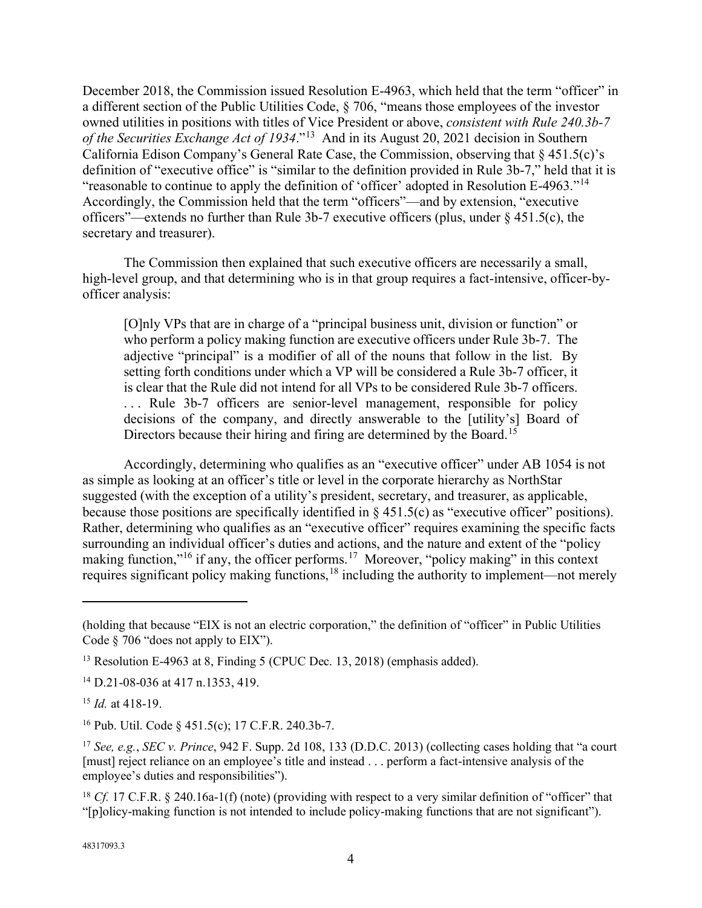December 2018, the Commission issued Resolution E-4963, which held that the term "officer" in a different section of the Public Utilities Code, § 706, "means those employees of the investor owned utilities in positions with titles of Vice President or above, *consistent with Rule 240.3b-7 of the Securities Exchange Act of 1934*."[13] And in its August 20, 2021 decision in Southern California Edison Company's General Rate Case, the Commission, observing that § 451.5(c)'s definition of "executive office" is "similar to the definition provided in Rule 3b-7," held that it is "reasonable to continue to apply the definition of 'officer' adopted in Resolution E-4963."[14] Accordingly, the Commission held that the term "officers"—and by extension, "executive officers"—extends no further than Rule 3b-7 executive officers (plus, under § 451.5(c), the secretary and treasurer).

The Commission then explained that such executive officers are necessarily a small, high-level group, and that determining who is in that group requires a fact-intensive, officer-by-officer analysis:

> [O]nly VPs that are in charge of a "principal business unit, division or function" or who perform a policy making function are executive officers under Rule 3b-7. The adjective "principal" is a modifier of all of the nouns that follow in the list. By setting forth conditions under which a VP will be considered a Rule 3b-7 officer, it is clear that the Rule did not intend for all VPs to be considered Rule 3b-7 officers. . . . Rule 3b-7 officers are senior-level management, responsible for policy decisions of the company, and directly answerable to the [utility's] Board of Directors because their hiring and firing are determined by the Board.[15]

Accordingly, determining who qualifies as an "executive officer" under AB 1054 is not as simple as looking at an officer's title or level in the corporate hierarchy as NorthStar suggested (with the exception of a utility's president, secretary, and treasurer, as applicable, because those positions are specifically identified in § 451.5(c) as "executive officer" positions). Rather, determining who qualifies as an "executive officer" requires examining the specific facts surrounding an individual officer's duties and actions, and the nature and extent of the "policy making function,"[16] if any, the officer performs.[17] Moreover, "policy making" in this context requires significant policy making functions,[18] including the authority to implement—not merely

---

(holding that because "EIX is not an electric corporation," the definition of "officer" in Public Utilities Code § 706 "does not apply to EIX").

[13] Resolution E-4963 at 8, Finding 5 (CPUC Dec. 13, 2018) (emphasis added).

[14] D.21-08-036 at 417 n.1353, 419.

[15] *Id.* at 418-19.

[16] Pub. Util. Code § 451.5(c); 17 C.F.R. 240.3b-7.

[17] *See, e.g.*, *SEC v. Prince*, 942 F. Supp. 2d 108, 133 (D.D.C. 2013) (collecting cases holding that "a court [must] reject reliance on an employee's title and instead . . . perform a fact-intensive analysis of the employee's duties and responsibilities").

[18] *Cf.* 17 C.F.R. § 240.16a-1(f) (note) (providing with respect to a very similar definition of "officer" that "[p]olicy-making function is not intended to include policy-making functions that are not significant").

48317093.3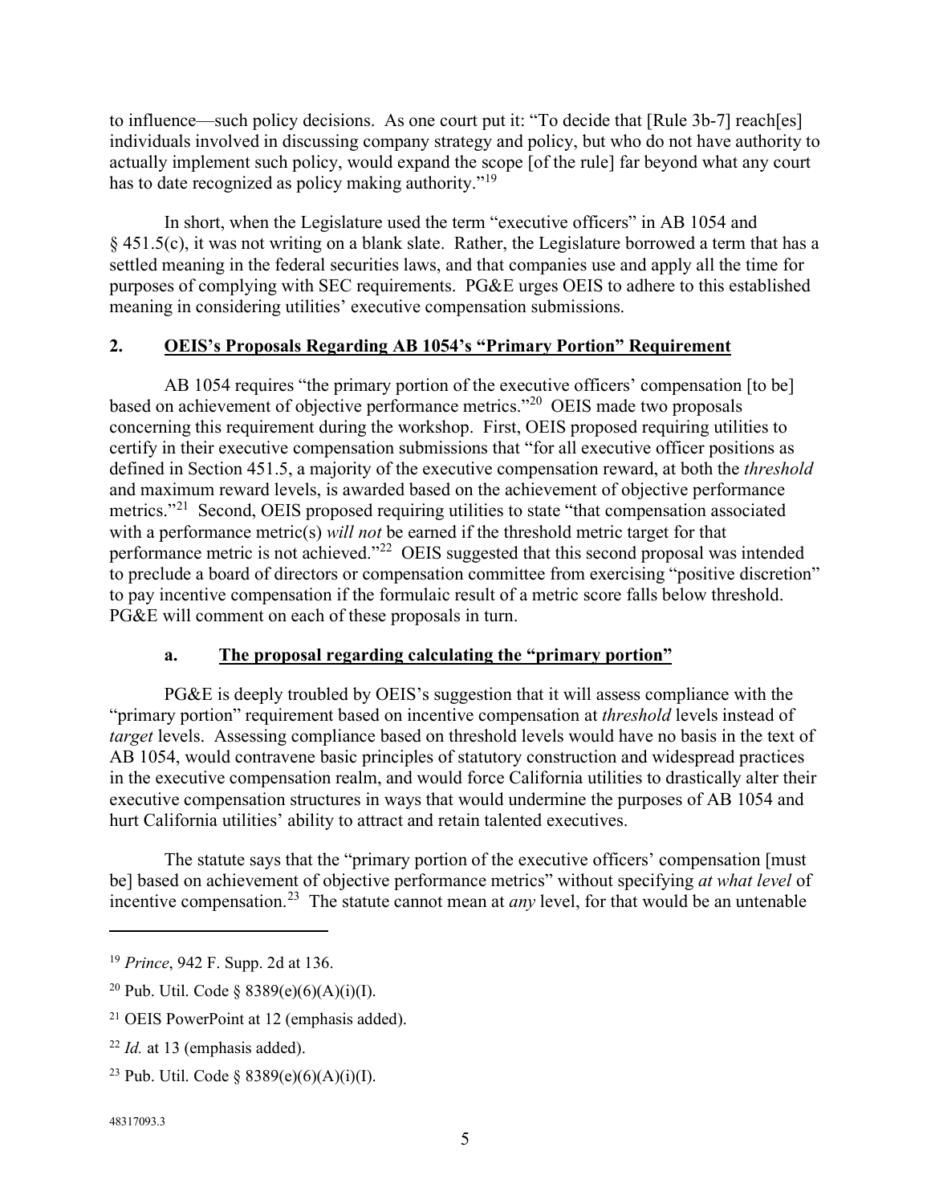to influence—such policy decisions. As one court put it: "To decide that [Rule 3b-7] reach[es] individuals involved in discussing company strategy and policy, but who do not have authority to actually implement such policy, would expand the scope [of the rule] far beyond what any court has to date recognized as policy making authority."[19]

In short, when the Legislature used the term "executive officers" in AB 1054 and § 451.5(c), it was not writing on a blank slate. Rather, the Legislature borrowed a term that has a settled meaning in the federal securities laws, and that companies use and apply all the time for purposes of complying with SEC requirements. PG&E urges OEIS to adhere to this established meaning in considering utilities' executive compensation submissions.

## 2. <u>OEIS's Proposals Regarding AB 1054's "Primary Portion" Requirement</u>

AB 1054 requires "the primary portion of the executive officers' compensation [to be] based on achievement of objective performance metrics."[20] OEIS made two proposals concerning this requirement during the workshop. First, OEIS proposed requiring utilities to certify in their executive compensation submissions that "for all executive officer positions as defined in Section 451.5, a majority of the executive compensation reward, at both the *threshold* and maximum reward levels, is awarded based on the achievement of objective performance metrics."[21] Second, OEIS proposed requiring utilities to state "that compensation associated with a performance metric(s) *will not* be earned if the threshold metric target for that performance metric is not achieved."[22] OEIS suggested that this second proposal was intended to preclude a board of directors or compensation committee from exercising "positive discretion" to pay incentive compensation if the formulaic result of a metric score falls below threshold. PG&E will comment on each of these proposals in turn.

### a. <u>The proposal regarding calculating the "primary portion"</u>

PG&E is deeply troubled by OEIS's suggestion that it will assess compliance with the "primary portion" requirement based on incentive compensation at *threshold* levels instead of *target* levels. Assessing compliance based on threshold levels would have no basis in the text of AB 1054, would contravene basic principles of statutory construction and widespread practices in the executive compensation realm, and would force California utilities to drastically alter their executive compensation structures in ways that would undermine the purposes of AB 1054 and hurt California utilities' ability to attract and retain talented executives.

The statute says that the "primary portion of the executive officers' compensation [must be] based on achievement of objective performance metrics" without specifying *at what level* of incentive compensation.[23] The statute cannot mean at *any* level, for that would be an untenable

---

[19] *Prince*, 942 F. Supp. 2d at 136.

[20] Pub. Util. Code § 8389(e)(6)(A)(i)(I).

[21] OEIS PowerPoint at 12 (emphasis added).

[22] *Id.* at 13 (emphasis added).

[23] Pub. Util. Code § 8389(e)(6)(A)(i)(I).

48317093.3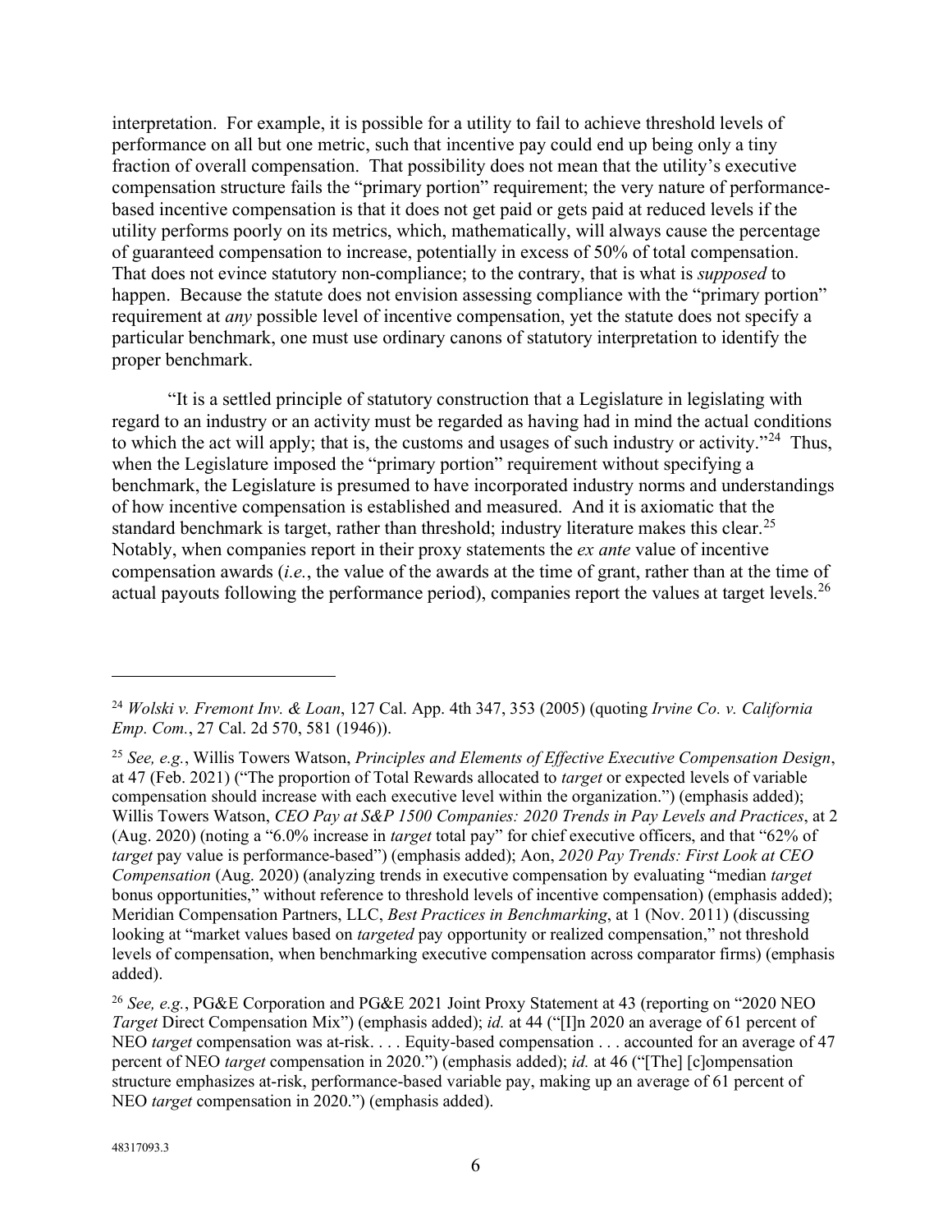interpretation. For example, it is possible for a utility to fail to achieve threshold levels of performance on all but one metric, such that incentive pay could end up being only a tiny fraction of overall compensation. That possibility does not mean that the utility's executive compensation structure fails the "primary portion" requirement; the very nature of performance-based incentive compensation is that it does not get paid or gets paid at reduced levels if the utility performs poorly on its metrics, which, mathematically, will always cause the percentage of guaranteed compensation to increase, potentially in excess of 50% of total compensation. That does not evince statutory non-compliance; to the contrary, that is what is *supposed* to happen. Because the statute does not envision assessing compliance with the "primary portion" requirement at *any* possible level of incentive compensation, yet the statute does not specify a particular benchmark, one must use ordinary canons of statutory interpretation to identify the proper benchmark.

"It is a settled principle of statutory construction that a Legislature in legislating with regard to an industry or an activity must be regarded as having had in mind the actual conditions to which the act will apply; that is, the customs and usages of such industry or activity."[24] Thus, when the Legislature imposed the "primary portion" requirement without specifying a benchmark, the Legislature is presumed to have incorporated industry norms and understandings of how incentive compensation is established and measured. And it is axiomatic that the standard benchmark is target, rather than threshold; industry literature makes this clear.[25] Notably, when companies report in their proxy statements the *ex ante* value of incentive compensation awards (*i.e.*, the value of the awards at the time of grant, rather than at the time of actual payouts following the performance period), companies report the values at target levels.[26]

---

[24] *Wolski v. Fremont Inv. & Loan*, 127 Cal. App. 4th 347, 353 (2005) (quoting *Irvine Co. v. California Emp. Com.*, 27 Cal. 2d 570, 581 (1946)).

[25] *See, e.g.*, Willis Towers Watson, *Principles and Elements of Effective Executive Compensation Design*, at 47 (Feb. 2021) ("The proportion of Total Rewards allocated to *target* or expected levels of variable compensation should increase with each executive level within the organization.") (emphasis added); Willis Towers Watson, *CEO Pay at S&P 1500 Companies: 2020 Trends in Pay Levels and Practices*, at 2 (Aug. 2020) (noting a "6.0% increase in *target* total pay" for chief executive officers, and that "62% of *target* pay value is performance-based") (emphasis added); Aon, *2020 Pay Trends: First Look at CEO Compensation* (Aug. 2020) (analyzing trends in executive compensation by evaluating "median *target* bonus opportunities," without reference to threshold levels of incentive compensation) (emphasis added); Meridian Compensation Partners, LLC, *Best Practices in Benchmarking*, at 1 (Nov. 2011) (discussing looking at "market values based on *targeted* pay opportunity or realized compensation," not threshold levels of compensation, when benchmarking executive compensation across comparator firms) (emphasis added).

[26] *See, e.g.*, PG&E Corporation and PG&E 2021 Joint Proxy Statement at 43 (reporting on "2020 NEO *Target* Direct Compensation Mix") (emphasis added); *id.* at 44 ("[I]n 2020 an average of 61 percent of NEO *target* compensation was at-risk. . . . Equity-based compensation . . . accounted for an average of 47 percent of NEO *target* compensation in 2020.") (emphasis added); *id.* at 46 ("[The] [c]ompensation structure emphasizes at-risk, performance-based variable pay, making up an average of 61 percent of NEO *target* compensation in 2020.") (emphasis added).

48317093.3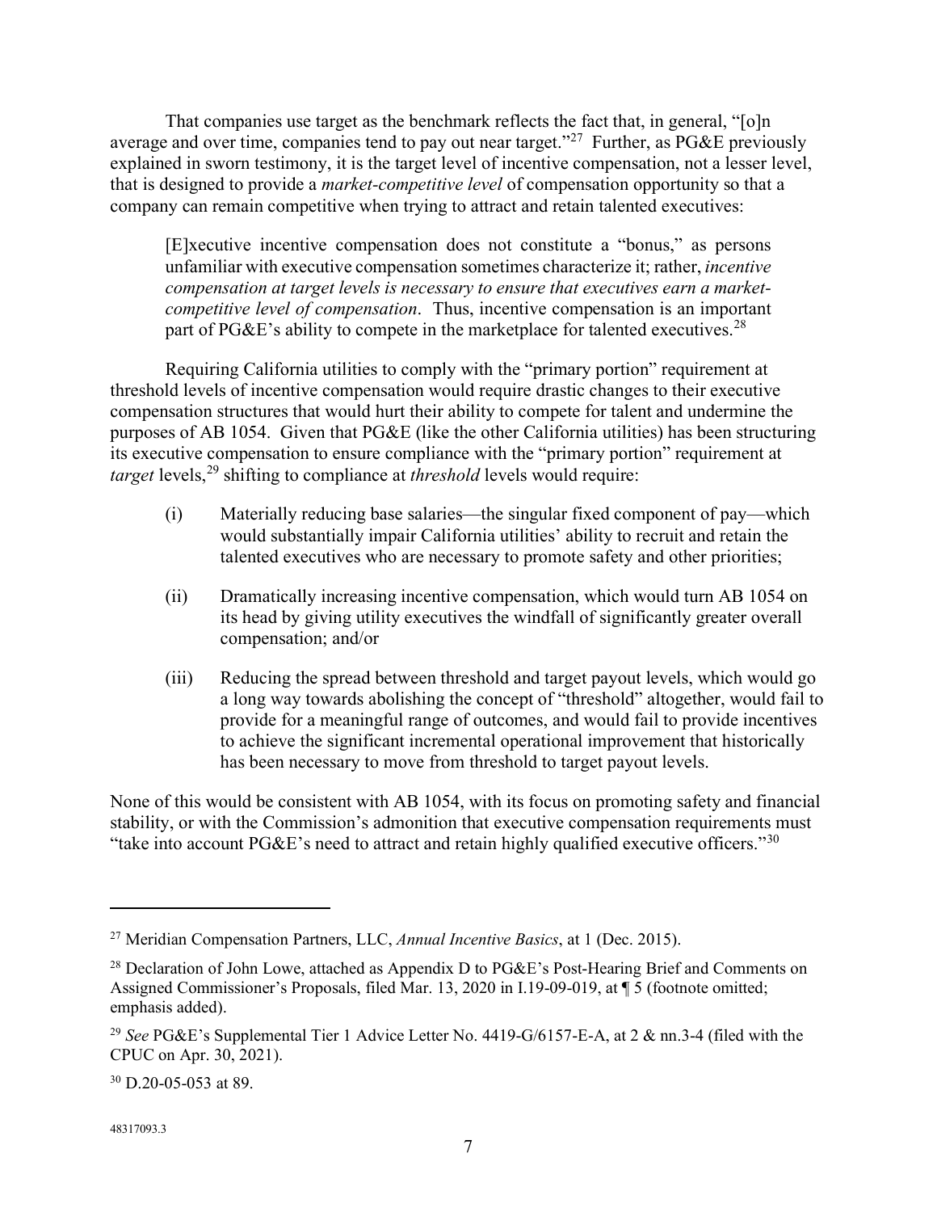That companies use target as the benchmark reflects the fact that, in general, "[o]n average and over time, companies tend to pay out near target."[27] Further, as PG&E previously explained in sworn testimony, it is the target level of incentive compensation, not a lesser level, that is designed to provide a *market-competitive level* of compensation opportunity so that a company can remain competitive when trying to attract and retain talented executives:

> [E]xecutive incentive compensation does not constitute a "bonus," as persons unfamiliar with executive compensation sometimes characterize it; rather, *incentive compensation at target levels is necessary to ensure that executives earn a market-competitive level of compensation*. Thus, incentive compensation is an important part of PG&E's ability to compete in the marketplace for talented executives.[28]

Requiring California utilities to comply with the "primary portion" requirement at threshold levels of incentive compensation would require drastic changes to their executive compensation structures that would hurt their ability to compete for talent and undermine the purposes of AB 1054. Given that PG&E (like the other California utilities) has been structuring its executive compensation to ensure compliance with the "primary portion" requirement at *target* levels,[29] shifting to compliance at *threshold* levels would require:

(i) Materially reducing base salaries—the singular fixed component of pay—which would substantially impair California utilities' ability to recruit and retain the talented executives who are necessary to promote safety and other priorities;

(ii) Dramatically increasing incentive compensation, which would turn AB 1054 on its head by giving utility executives the windfall of significantly greater overall compensation; and/or

(iii) Reducing the spread between threshold and target payout levels, which would go a long way towards abolishing the concept of "threshold" altogether, would fail to provide for a meaningful range of outcomes, and would fail to provide incentives to achieve the significant incremental operational improvement that historically has been necessary to move from threshold to target payout levels.

None of this would be consistent with AB 1054, with its focus on promoting safety and financial stability, or with the Commission's admonition that executive compensation requirements must "take into account PG&E's need to attract and retain highly qualified executive officers."[30]

---

[27] Meridian Compensation Partners, LLC, *Annual Incentive Basics*, at 1 (Dec. 2015).

[28] Declaration of John Lowe, attached as Appendix D to PG&E's Post-Hearing Brief and Comments on Assigned Commissioner's Proposals, filed Mar. 13, 2020 in I.19-09-019, at ¶ 5 (footnote omitted; emphasis added).

[29] *See* PG&E's Supplemental Tier 1 Advice Letter No. 4419-G/6157-E-A, at 2 & nn.3-4 (filed with the CPUC on Apr. 30, 2021).

[30] D.20-05-053 at 89.

48317093.3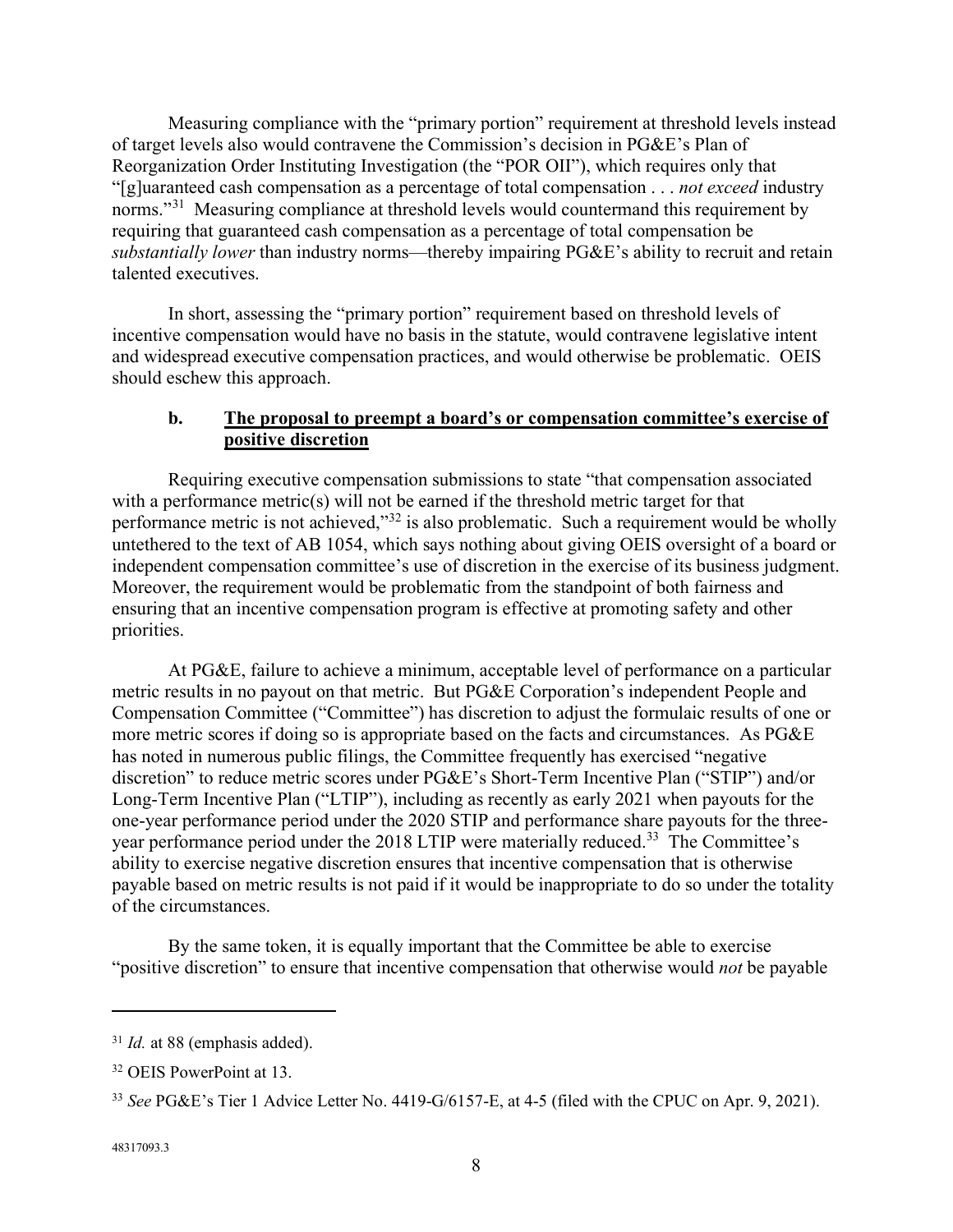Measuring compliance with the "primary portion" requirement at threshold levels instead of target levels also would contravene the Commission's decision in PG&E's Plan of Reorganization Order Instituting Investigation (the "POR OII"), which requires only that "[g]uaranteed cash compensation as a percentage of total compensation . . . *not exceed* industry norms."[31] Measuring compliance at threshold levels would countermand this requirement by requiring that guaranteed cash compensation as a percentage of total compensation be *substantially lower* than industry norms—thereby impairing PG&E's ability to recruit and retain talented executives.

In short, assessing the "primary portion" requirement based on threshold levels of incentive compensation would have no basis in the statute, would contravene legislative intent and widespread executive compensation practices, and would otherwise be problematic. OEIS should eschew this approach.

**b. <u>The proposal to preempt a board's or compensation committee's exercise of positive discretion</u>**

Requiring executive compensation submissions to state "that compensation associated with a performance metric(s) will not be earned if the threshold metric target for that performance metric is not achieved,"[32] is also problematic. Such a requirement would be wholly untethered to the text of AB 1054, which says nothing about giving OEIS oversight of a board or independent compensation committee's use of discretion in the exercise of its business judgment. Moreover, the requirement would be problematic from the standpoint of both fairness and ensuring that an incentive compensation program is effective at promoting safety and other priorities.

At PG&E, failure to achieve a minimum, acceptable level of performance on a particular metric results in no payout on that metric. But PG&E Corporation's independent People and Compensation Committee ("Committee") has discretion to adjust the formulaic results of one or more metric scores if doing so is appropriate based on the facts and circumstances. As PG&E has noted in numerous public filings, the Committee frequently has exercised "negative discretion" to reduce metric scores under PG&E's Short-Term Incentive Plan ("STIP") and/or Long-Term Incentive Plan ("LTIP"), including as recently as early 2021 when payouts for the one-year performance period under the 2020 STIP and performance share payouts for the three-year performance period under the 2018 LTIP were materially reduced.[33] The Committee's ability to exercise negative discretion ensures that incentive compensation that is otherwise payable based on metric results is not paid if it would be inappropriate to do so under the totality of the circumstances.

By the same token, it is equally important that the Committee be able to exercise "positive discretion" to ensure that incentive compensation that otherwise would *not* be payable

---

[31] *Id.* at 88 (emphasis added).

[32] OEIS PowerPoint at 13.

[33] *See* PG&E's Tier 1 Advice Letter No. 4419-G/6157-E, at 4-5 (filed with the CPUC on Apr. 9, 2021).

48317093.3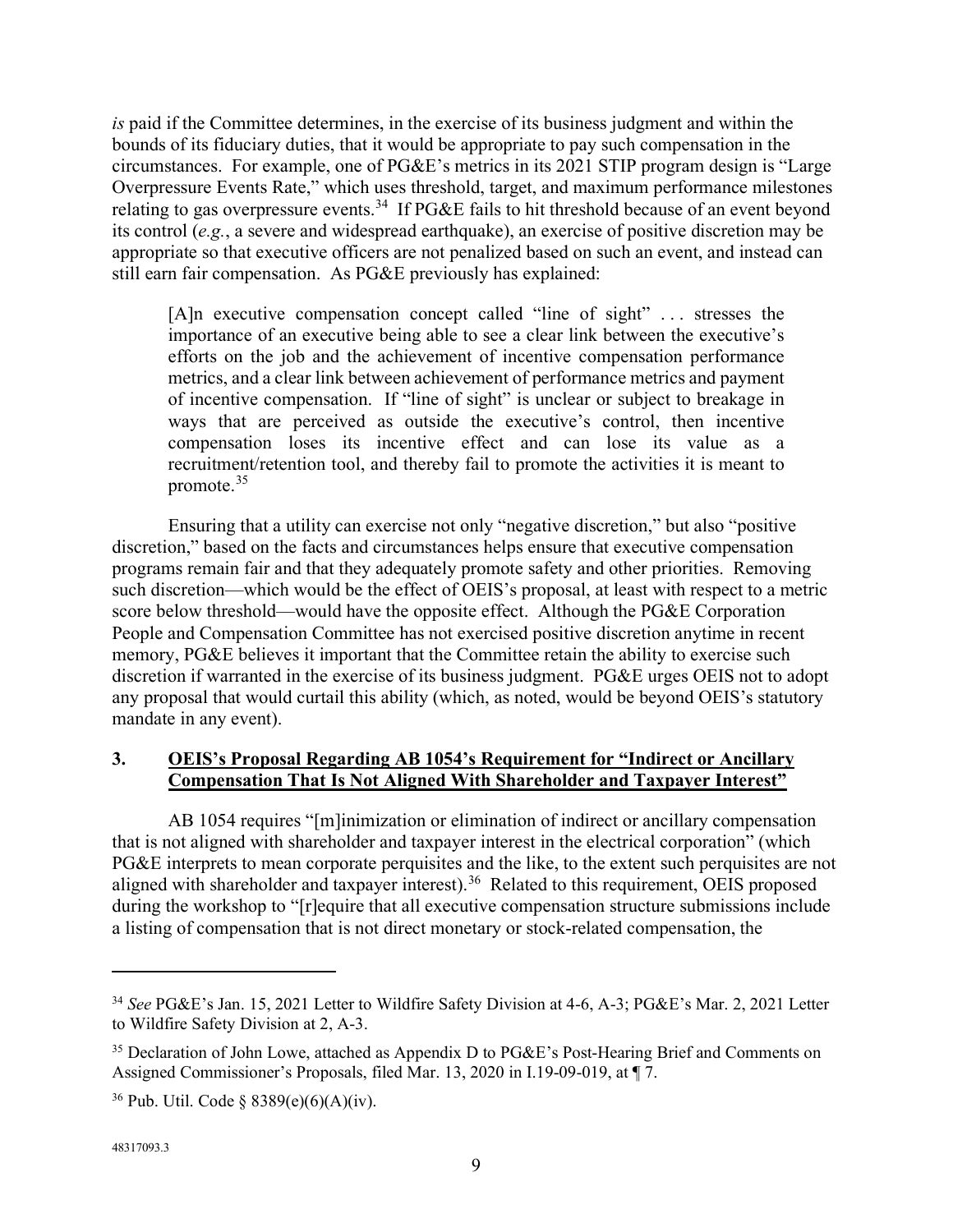*is* paid if the Committee determines, in the exercise of its business judgment and within the bounds of its fiduciary duties, that it would be appropriate to pay such compensation in the circumstances. For example, one of PG&E's metrics in its 2021 STIP program design is "Large Overpressure Events Rate," which uses threshold, target, and maximum performance milestones relating to gas overpressure events.[34] If PG&E fails to hit threshold because of an event beyond its control (*e.g.*, a severe and widespread earthquake), an exercise of positive discretion may be appropriate so that executive officers are not penalized based on such an event, and instead can still earn fair compensation. As PG&E previously has explained:

> [A]n executive compensation concept called "line of sight" . . . stresses the importance of an executive being able to see a clear link between the executive's efforts on the job and the achievement of incentive compensation performance metrics, and a clear link between achievement of performance metrics and payment of incentive compensation. If "line of sight" is unclear or subject to breakage in ways that are perceived as outside the executive's control, then incentive compensation loses its incentive effect and can lose its value as a recruitment/retention tool, and thereby fail to promote the activities it is meant to promote.[35]

Ensuring that a utility can exercise not only "negative discretion," but also "positive discretion," based on the facts and circumstances helps ensure that executive compensation programs remain fair and that they adequately promote safety and other priorities. Removing such discretion—which would be the effect of OEIS's proposal, at least with respect to a metric score below threshold—would have the opposite effect. Although the PG&E Corporation People and Compensation Committee has not exercised positive discretion anytime in recent memory, PG&E believes it important that the Committee retain the ability to exercise such discretion if warranted in the exercise of its business judgment. PG&E urges OEIS not to adopt any proposal that would curtail this ability (which, as noted, would be beyond OEIS's statutory mandate in any event).

### 3. <u>OEIS's Proposal Regarding AB 1054's Requirement for "Indirect or Ancillary Compensation That Is Not Aligned With Shareholder and Taxpayer Interest"</u>

AB 1054 requires "[m]inimization or elimination of indirect or ancillary compensation that is not aligned with shareholder and taxpayer interest in the electrical corporation" (which PG&E interprets to mean corporate perquisites and the like, to the extent such perquisites are not aligned with shareholder and taxpayer interest).[36] Related to this requirement, OEIS proposed during the workshop to "[r]equire that all executive compensation structure submissions include a listing of compensation that is not direct monetary or stock-related compensation, the

---

[34] *See* PG&E's Jan. 15, 2021 Letter to Wildfire Safety Division at 4-6, A-3; PG&E's Mar. 2, 2021 Letter to Wildfire Safety Division at 2, A-3.

[35] Declaration of John Lowe, attached as Appendix D to PG&E's Post-Hearing Brief and Comments on Assigned Commissioner's Proposals, filed Mar. 13, 2020 in I.19-09-019, at ¶ 7.

[36] Pub. Util. Code § 8389(e)(6)(A)(iv).

48317093.3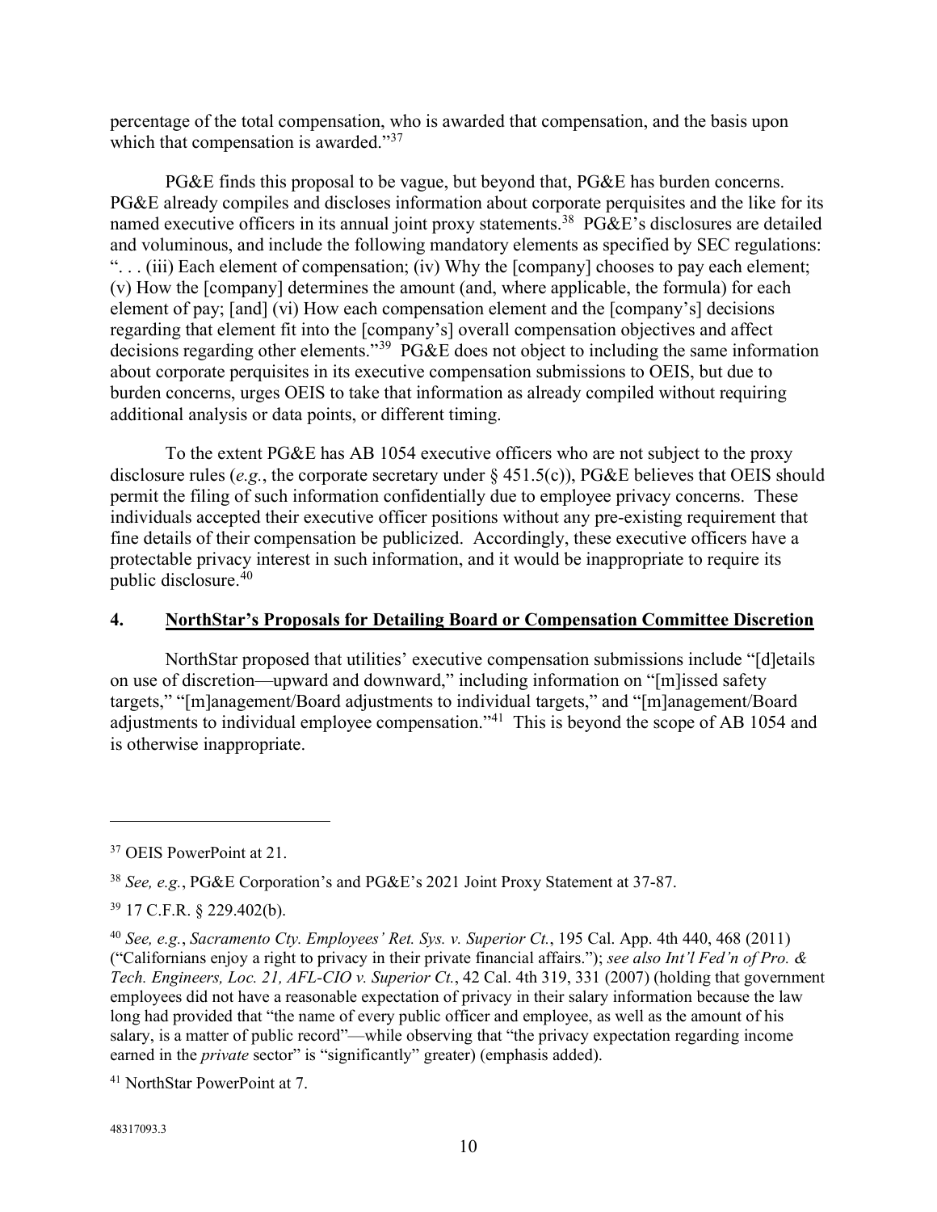percentage of the total compensation, who is awarded that compensation, and the basis upon which that compensation is awarded."[37]

PG&E finds this proposal to be vague, but beyond that, PG&E has burden concerns. PG&E already compiles and discloses information about corporate perquisites and the like for its named executive officers in its annual joint proxy statements.[38] PG&E's disclosures are detailed and voluminous, and include the following mandatory elements as specified by SEC regulations: ". . . (iii) Each element of compensation; (iv) Why the [company] chooses to pay each element; (v) How the [company] determines the amount (and, where applicable, the formula) for each element of pay; [and] (vi) How each compensation element and the [company's] decisions regarding that element fit into the [company's] overall compensation objectives and affect decisions regarding other elements."[39] PG&E does not object to including the same information about corporate perquisites in its executive compensation submissions to OEIS, but due to burden concerns, urges OEIS to take that information as already compiled without requiring additional analysis or data points, or different timing.

To the extent PG&E has AB 1054 executive officers who are not subject to the proxy disclosure rules (*e.g.*, the corporate secretary under § 451.5(c)), PG&E believes that OEIS should permit the filing of such information confidentially due to employee privacy concerns. These individuals accepted their executive officer positions without any pre-existing requirement that fine details of their compensation be publicized. Accordingly, these executive officers have a protectable privacy interest in such information, and it would be inappropriate to require its public disclosure.[40]

## 4. NorthStar's Proposals for Detailing Board or Compensation Committee Discretion

NorthStar proposed that utilities' executive compensation submissions include "[d]etails on use of discretion—upward and downward," including information on "[m]issed safety targets," "[m]anagement/Board adjustments to individual targets," and "[m]anagement/Board adjustments to individual employee compensation."[41] This is beyond the scope of AB 1054 and is otherwise inappropriate.

---

[37] OEIS PowerPoint at 21.

[38] *See, e.g.*, PG&E Corporation's and PG&E's 2021 Joint Proxy Statement at 37-87.

[39] 17 C.F.R. § 229.402(b).

[40] *See, e.g.*, *Sacramento Cty. Employees' Ret. Sys. v. Superior Ct.*, 195 Cal. App. 4th 440, 468 (2011) ("Californians enjoy a right to privacy in their private financial affairs."); *see also Int'l Fed'n of Pro. & Tech. Engineers, Loc. 21, AFL-CIO v. Superior Ct.*, 42 Cal. 4th 319, 331 (2007) (holding that government employees did not have a reasonable expectation of privacy in their salary information because the law long had provided that "the name of every public officer and employee, as well as the amount of his salary, is a matter of public record"—while observing that "the privacy expectation regarding income earned in the *private* sector" is "significantly" greater) (emphasis added).

[41] NorthStar PowerPoint at 7.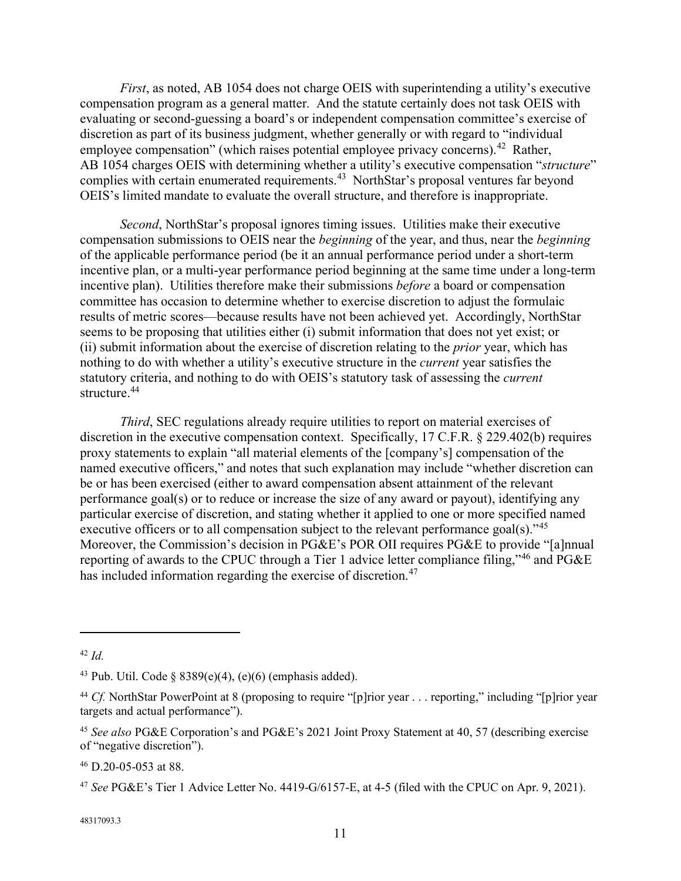*First*, as noted, AB 1054 does not charge OEIS with superintending a utility's executive compensation program as a general matter. And the statute certainly does not task OEIS with evaluating or second-guessing a board's or independent compensation committee's exercise of discretion as part of its business judgment, whether generally or with regard to "individual employee compensation" (which raises potential employee privacy concerns).[42] Rather, AB 1054 charges OEIS with determining whether a utility's executive compensation "*structure*" complies with certain enumerated requirements.[43] NorthStar's proposal ventures far beyond OEIS's limited mandate to evaluate the overall structure, and therefore is inappropriate.

*Second*, NorthStar's proposal ignores timing issues. Utilities make their executive compensation submissions to OEIS near the *beginning* of the year, and thus, near the *beginning* of the applicable performance period (be it an annual performance period under a short-term incentive plan, or a multi-year performance period beginning at the same time under a long-term incentive plan). Utilities therefore make their submissions *before* a board or compensation committee has occasion to determine whether to exercise discretion to adjust the formulaic results of metric scores—because results have not been achieved yet. Accordingly, NorthStar seems to be proposing that utilities either (i) submit information that does not yet exist; or (ii) submit information about the exercise of discretion relating to the *prior* year, which has nothing to do with whether a utility's executive structure in the *current* year satisfies the statutory criteria, and nothing to do with OEIS's statutory task of assessing the *current* structure.[44]

*Third*, SEC regulations already require utilities to report on material exercises of discretion in the executive compensation context. Specifically, 17 C.F.R. § 229.402(b) requires proxy statements to explain "all material elements of the [company's] compensation of the named executive officers," and notes that such explanation may include "whether discretion can be or has been exercised (either to award compensation absent attainment of the relevant performance goal(s) or to reduce or increase the size of any award or payout), identifying any particular exercise of discretion, and stating whether it applied to one or more specified named executive officers or to all compensation subject to the relevant performance goal(s)."[45] Moreover, the Commission's decision in PG&E's POR OII requires PG&E to provide "[a]nnual reporting of awards to the CPUC through a Tier 1 advice letter compliance filing,"[46] and PG&E has included information regarding the exercise of discretion.[47]

---

[42] *Id.*

[43] Pub. Util. Code § 8389(e)(4), (e)(6) (emphasis added).

[44] *Cf.* NorthStar PowerPoint at 8 (proposing to require "[p]rior year . . . reporting," including "[p]rior year targets and actual performance").

[45] *See also* PG&E Corporation's and PG&E's 2021 Joint Proxy Statement at 40, 57 (describing exercise of "negative discretion").

[46] D.20-05-053 at 88.

[47] *See* PG&E's Tier 1 Advice Letter No. 4419-G/6157-E, at 4-5 (filed with the CPUC on Apr. 9, 2021).

48317093.3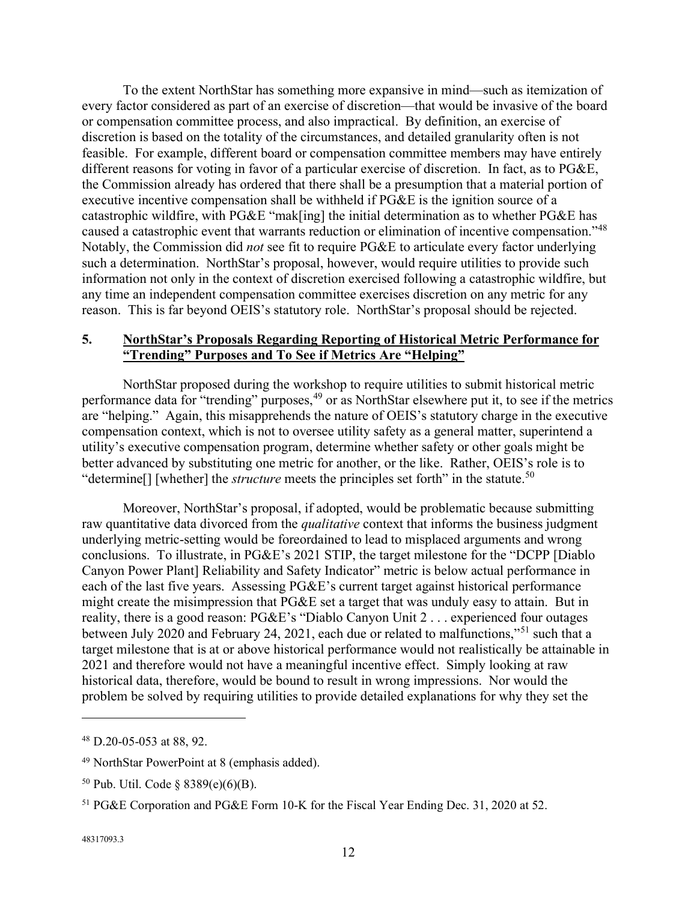To the extent NorthStar has something more expansive in mind—such as itemization of every factor considered as part of an exercise of discretion—that would be invasive of the board or compensation committee process, and also impractical. By definition, an exercise of discretion is based on the totality of the circumstances, and detailed granularity often is not feasible. For example, different board or compensation committee members may have entirely different reasons for voting in favor of a particular exercise of discretion. In fact, as to PG&E, the Commission already has ordered that there shall be a presumption that a material portion of executive incentive compensation shall be withheld if PG&E is the ignition source of a catastrophic wildfire, with PG&E "mak[ing] the initial determination as to whether PG&E has caused a catastrophic event that warrants reduction or elimination of incentive compensation."[48] Notably, the Commission did *not* see fit to require PG&E to articulate every factor underlying such a determination. NorthStar's proposal, however, would require utilities to provide such information not only in the context of discretion exercised following a catastrophic wildfire, but any time an independent compensation committee exercises discretion on any metric for any reason. This is far beyond OEIS's statutory role. NorthStar's proposal should be rejected.

## 5. NorthStar's Proposals Regarding Reporting of Historical Metric Performance for "Trending" Purposes and To See if Metrics Are "Helping"

NorthStar proposed during the workshop to require utilities to submit historical metric performance data for "trending" purposes,[49] or as NorthStar elsewhere put it, to see if the metrics are "helping." Again, this misapprehends the nature of OEIS's statutory charge in the executive compensation context, which is not to oversee utility safety as a general matter, superintend a utility's executive compensation program, determine whether safety or other goals might be better advanced by substituting one metric for another, or the like. Rather, OEIS's role is to "determine[] [whether] the *structure* meets the principles set forth" in the statute.[50]

Moreover, NorthStar's proposal, if adopted, would be problematic because submitting raw quantitative data divorced from the *qualitative* context that informs the business judgment underlying metric-setting would be foreordained to lead to misplaced arguments and wrong conclusions. To illustrate, in PG&E's 2021 STIP, the target milestone for the "DCPP [Diablo Canyon Power Plant] Reliability and Safety Indicator" metric is below actual performance in each of the last five years. Assessing PG&E's current target against historical performance might create the misimpression that PG&E set a target that was unduly easy to attain. But in reality, there is a good reason: PG&E's "Diablo Canyon Unit 2 . . . experienced four outages between July 2020 and February 24, 2021, each due or related to malfunctions,"[51] such that a target milestone that is at or above historical performance would not realistically be attainable in 2021 and therefore would not have a meaningful incentive effect. Simply looking at raw historical data, therefore, would be bound to result in wrong impressions. Nor would the problem be solved by requiring utilities to provide detailed explanations for why they set the

---

[48] D.20-05-053 at 88, 92.

[49] NorthStar PowerPoint at 8 (emphasis added).

[50] Pub. Util. Code § 8389(e)(6)(B).

[51] PG&E Corporation and PG&E Form 10-K for the Fiscal Year Ending Dec. 31, 2020 at 52.

48317093.3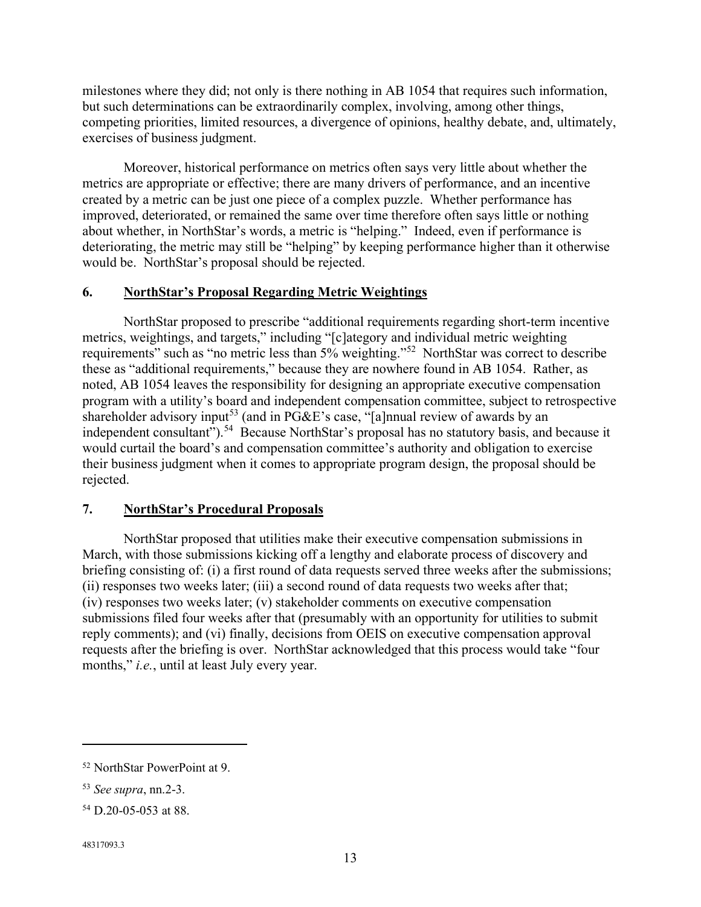milestones where they did; not only is there nothing in AB 1054 that requires such information, but such determinations can be extraordinarily complex, involving, among other things, competing priorities, limited resources, a divergence of opinions, healthy debate, and, ultimately, exercises of business judgment.

Moreover, historical performance on metrics often says very little about whether the metrics are appropriate or effective; there are many drivers of performance, and an incentive created by a metric can be just one piece of a complex puzzle. Whether performance has improved, deteriorated, or remained the same over time therefore often says little or nothing about whether, in NorthStar's words, a metric is "helping." Indeed, even if performance is deteriorating, the metric may still be "helping" by keeping performance higher than it otherwise would be. NorthStar's proposal should be rejected.

### 6. <u>NorthStar's Proposal Regarding Metric Weightings</u>

NorthStar proposed to prescribe "additional requirements regarding short-term incentive metrics, weightings, and targets," including "[c]ategory and individual metric weighting requirements" such as "no metric less than 5% weighting."[52] NorthStar was correct to describe these as "additional requirements," because they are nowhere found in AB 1054. Rather, as noted, AB 1054 leaves the responsibility for designing an appropriate executive compensation program with a utility's board and independent compensation committee, subject to retrospective shareholder advisory input[53] (and in PG&E's case, "[a]nnual review of awards by an independent consultant").[54] Because NorthStar's proposal has no statutory basis, and because it would curtail the board's and compensation committee's authority and obligation to exercise their business judgment when it comes to appropriate program design, the proposal should be rejected.

### 7. <u>NorthStar's Procedural Proposals</u>

NorthStar proposed that utilities make their executive compensation submissions in March, with those submissions kicking off a lengthy and elaborate process of discovery and briefing consisting of: (i) a first round of data requests served three weeks after the submissions; (ii) responses two weeks later; (iii) a second round of data requests two weeks after that; (iv) responses two weeks later; (v) stakeholder comments on executive compensation submissions filed four weeks after that (presumably with an opportunity for utilities to submit reply comments); and (vi) finally, decisions from OEIS on executive compensation approval requests after the briefing is over. NorthStar acknowledged that this process would take "four months," *i.e.*, until at least July every year.

---

[52] NorthStar PowerPoint at 9.

[53] *See supra*, nn.2-3.

[54] D.20-05-053 at 88.

48317093.3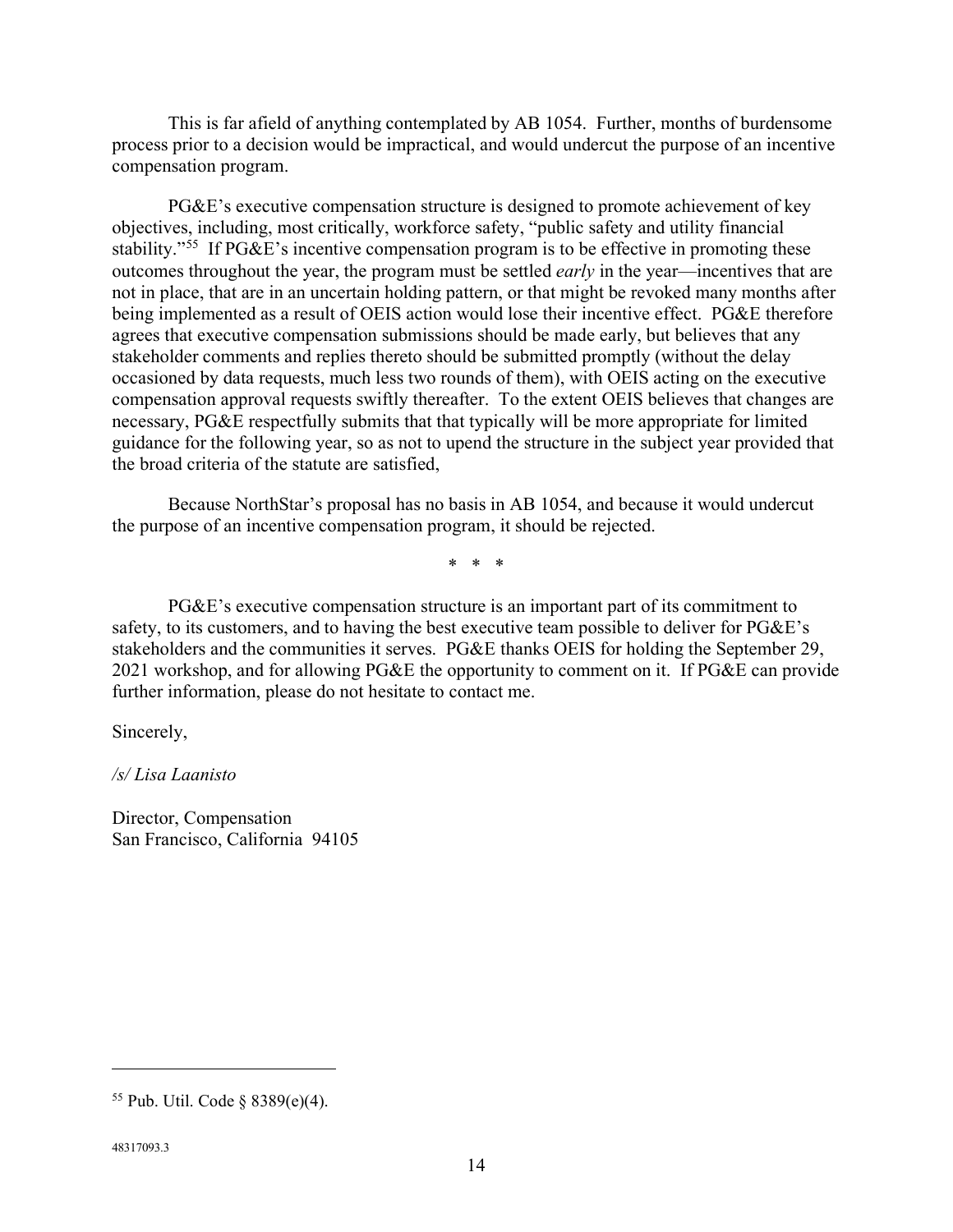This is far afield of anything contemplated by AB 1054. Further, months of burdensome process prior to a decision would be impractical, and would undercut the purpose of an incentive compensation program.

PG&E's executive compensation structure is designed to promote achievement of key objectives, including, most critically, workforce safety, "public safety and utility financial stability."[55] If PG&E's incentive compensation program is to be effective in promoting these outcomes throughout the year, the program must be settled *early* in the year—incentives that are not in place, that are in an uncertain holding pattern, or that might be revoked many months after being implemented as a result of OEIS action would lose their incentive effect. PG&E therefore agrees that executive compensation submissions should be made early, but believes that any stakeholder comments and replies thereto should be submitted promptly (without the delay occasioned by data requests, much less two rounds of them), with OEIS acting on the executive compensation approval requests swiftly thereafter. To the extent OEIS believes that changes are necessary, PG&E respectfully submits that that typically will be more appropriate for limited guidance for the following year, so as not to upend the structure in the subject year provided that the broad criteria of the statute are satisfied,

Because NorthStar's proposal has no basis in AB 1054, and because it would undercut the purpose of an incentive compensation program, it should be rejected.

\* \* \*

PG&E's executive compensation structure is an important part of its commitment to safety, to its customers, and to having the best executive team possible to deliver for PG&E's stakeholders and the communities it serves. PG&E thanks OEIS for holding the September 29, 2021 workshop, and for allowing PG&E the opportunity to comment on it. If PG&E can provide further information, please do not hesitate to contact me.

Sincerely,

*/s/ Lisa Laanisto*

Director, Compensation
San Francisco, California 94105

---

[55] Pub. Util. Code § 8389(e)(4).

48317093.3